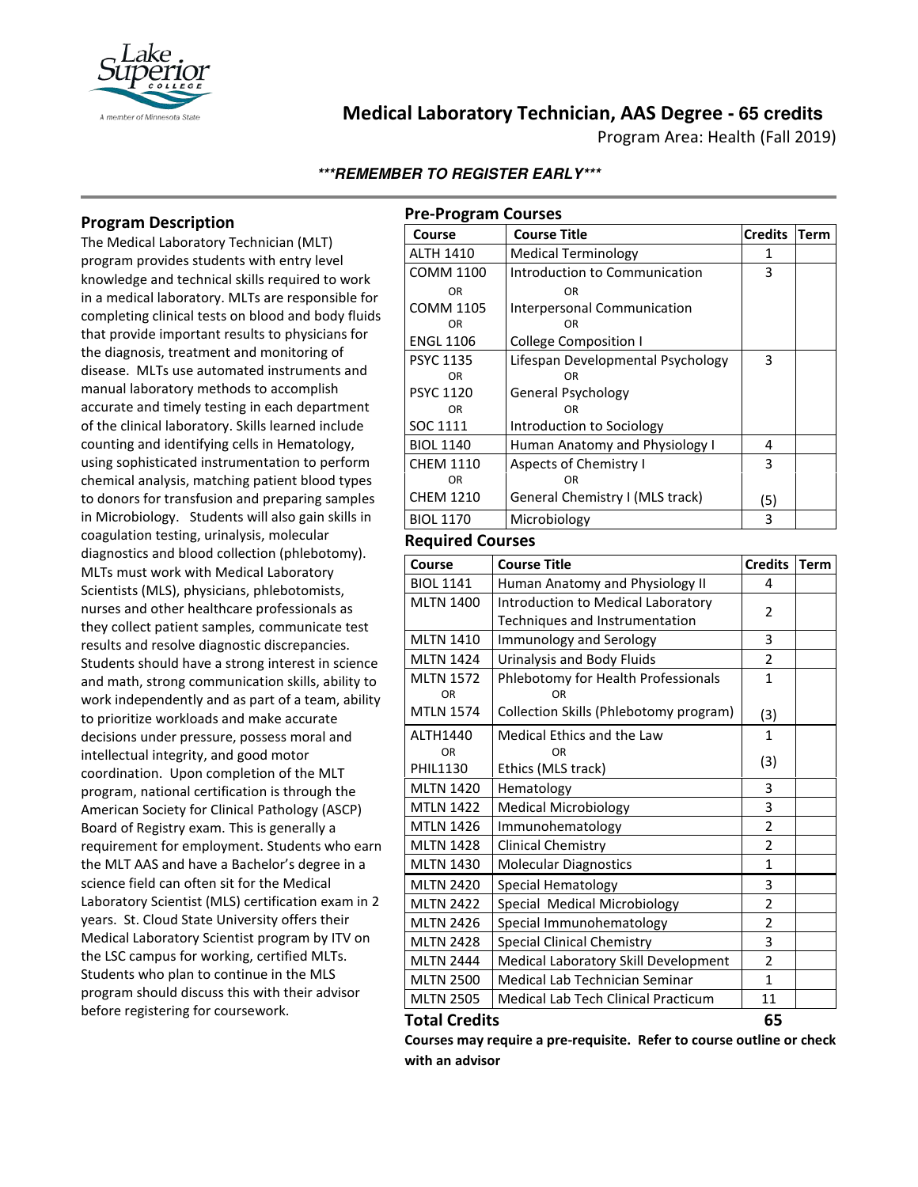# Medical Laboratory Technician, AAS Degree - 65 credits

Program Area: Health (Fall 2019)

***REMEMBER TO REGISTER EARLY***

## Program Description

The Medical Laboratory Technician (MLT) program provides students with entry level knowledge and technical skills required to work in a medical laboratory. MLTs are responsible for completing clinical tests on blood and body fluids that provide important results to physicians for the diagnosis, treatment and monitoring of disease. MLTs use automated instruments and manual laboratory methods to accomplish accurate and timely testing in each department of the clinical laboratory. Skills learned include counting and identifying cells in Hematology, using sophisticated instrumentation to perform chemical analysis, matching patient blood types to donors for transfusion and preparing samples in Microbiology. Students will also gain skills in coagulation testing, urinalysis, molecular diagnostics and blood collection (phlebotomy). MLTs must work with Medical Laboratory Scientists (MLS), physicians, phlebotomists, nurses and other healthcare professionals as they collect patient samples, communicate test results and resolve diagnostic discrepancies. Students should have a strong interest in science and math, strong communication skills, ability to work independently and as part of a team, ability to prioritize workloads and make accurate decisions under pressure, possess moral and intellectual integrity, and good motor coordination. Upon completion of the MLT program, national certification is through the American Society for Clinical Pathology (ASCP) Board of Registry exam. This is generally a requirement for employment. Students who earn the MLT AAS and have a Bachelor's degree in a science field can often sit for the Medical Laboratory Scientist (MLS) certification exam in 2 years. St. Cloud State University offers their Medical Laboratory Scientist program by ITV on the LSC campus for working, certified MLTs. Students who plan to continue in the MLS program should discuss this with their advisor before registering for coursework.

## Pre-Program Courses

| Course | Course Title | Credits | Term |
|---|---|---|---|
| ALTH 1410 | Medical Terminology | 1 | |
| COMM 1100<br>OR<br>COMM 1105<br>OR<br>ENGL 1106 | Introduction to Communication<br>OR<br>Interpersonal Communication<br>OR<br>College Composition I | 3 | |
| PSYC 1135<br>OR<br>PSYC 1120<br>OR<br>SOC 1111 | Lifespan Developmental Psychology<br>OR<br>General Psychology<br>OR<br>Introduction to Sociology | 3 | |
| BIOL 1140 | Human Anatomy and Physiology I | 4 | |
| CHEM 1110<br>OR<br>CHEM 1210 | Aspects of Chemistry I<br>OR<br>General Chemistry I (MLS track) | 3<br>(5) | |
| BIOL 1170 | Microbiology | 3 | |

## Required Courses

| Course | Course Title | Credits | Term |
|---|---|---|---|
| BIOL 1141 | Human Anatomy and Physiology II | 4 | |
| MLTN 1400 | Introduction to Medical Laboratory Techniques and Instrumentation | 2 | |
| MLTN 1410 | Immunology and Serology | 3 | |
| MLTN 1424 | Urinalysis and Body Fluids | 2 | |
| MLTN 1572<br>OR<br>MTLN 1574 | Phlebotomy for Health Professionals<br>OR<br>Collection Skills (Phlebotomy program) | 1<br>(3) | |
| ALTH1440<br>OR<br>PHIL1130 | Medical Ethics and the Law<br>OR<br>Ethics (MLS track) | 1<br>(3) | |
| MLTN 1420 | Hematology | 3 | |
| MTLN 1422 | Medical Microbiology | 3 | |
| MLTN 1426 | Immunohematology | 2 | |
| MLTN 1428 | Clinical Chemistry | 2 | |
| MLTN 1430 | Molecular Diagnostics | 1 | |
| MLTN 2420 | Special Hematology | 3 | |
| MLTN 2422 | Special Medical Microbiology | 2 | |
| MLTN 2426 | Special Immunohematology | 2 | |
| MLTN 2428 | Special Clinical Chemistry | 3 | |
| MLTN 2444 | Medical Laboratory Skill Development | 2 | |
| MLTN 2500 | Medical Lab Technician Seminar | 1 | |
| MLTN 2505 | Medical Lab Tech Clinical Practicum | 11 | |

**Total Credits 65**

**Courses may require a pre-requisite. Refer to course outline or check with an advisor**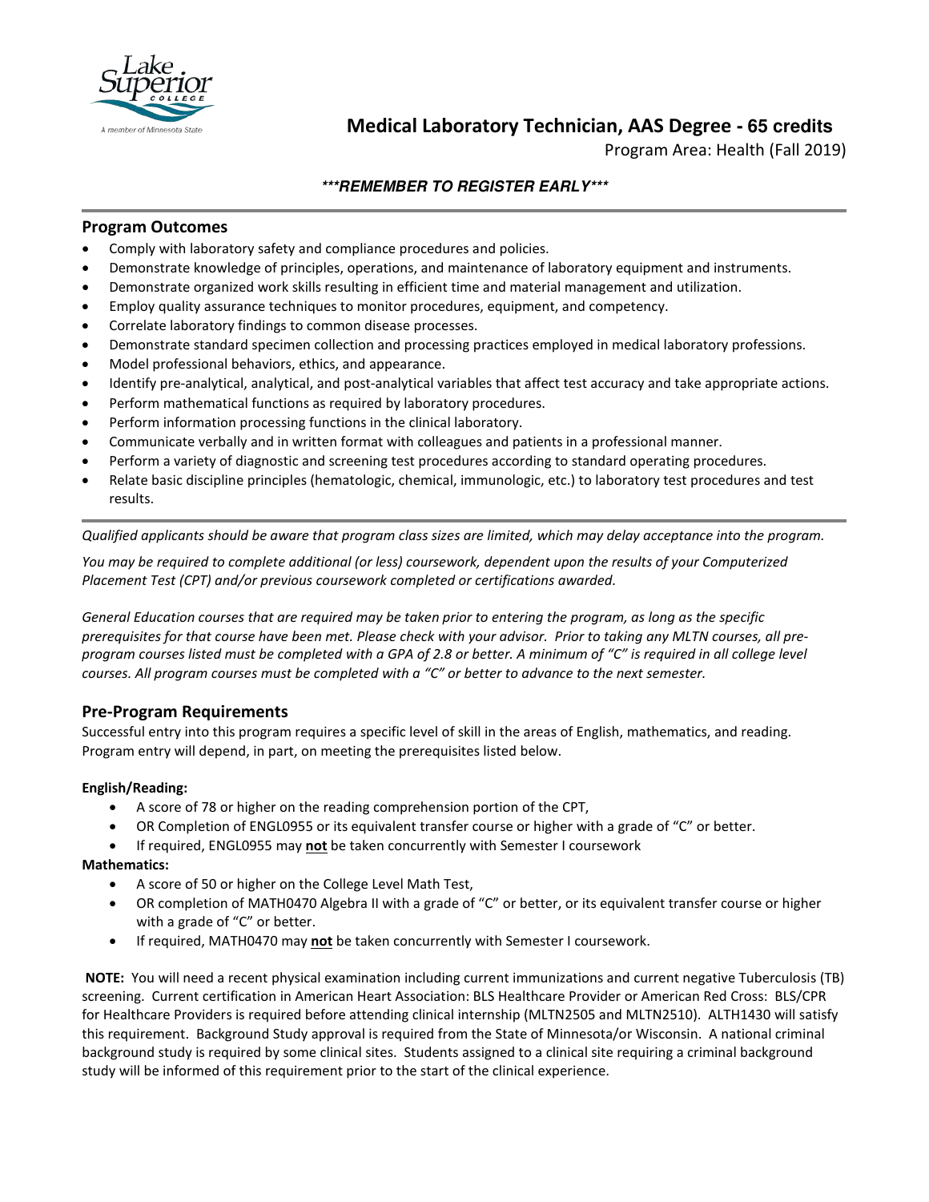# Medical Laboratory Technician, AAS Degree - 65 credits

Program Area: Health (Fall 2019)

***\*\*\*REMEMBER TO REGISTER EARLY\*\*\****

## Program Outcomes

- Comply with laboratory safety and compliance procedures and policies.
- Demonstrate knowledge of principles, operations, and maintenance of laboratory equipment and instruments.
- Demonstrate organized work skills resulting in efficient time and material management and utilization.
- Employ quality assurance techniques to monitor procedures, equipment, and competency.
- Correlate laboratory findings to common disease processes.
- Demonstrate standard specimen collection and processing practices employed in medical laboratory professions.
- Model professional behaviors, ethics, and appearance.
- Identify pre-analytical, analytical, and post-analytical variables that affect test accuracy and take appropriate actions.
- Perform mathematical functions as required by laboratory procedures.
- Perform information processing functions in the clinical laboratory.
- Communicate verbally and in written format with colleagues and patients in a professional manner.
- Perform a variety of diagnostic and screening test procedures according to standard operating procedures.
- Relate basic discipline principles (hematologic, chemical, immunologic, etc.) to laboratory test procedures and test results.

*Qualified applicants should be aware that program class sizes are limited, which may delay acceptance into the program.*

*You may be required to complete additional (or less) coursework, dependent upon the results of your Computerized Placement Test (CPT) and/or previous coursework completed or certifications awarded.*

*General Education courses that are required may be taken prior to entering the program, as long as the specific prerequisites for that course have been met. Please check with your advisor. Prior to taking any MLTN courses, all pre-program courses listed must be completed with a GPA of 2.8 or better. A minimum of "C" is required in all college level courses. All program courses must be completed with a "C" or better to advance to the next semester.*

## Pre-Program Requirements

Successful entry into this program requires a specific level of skill in the areas of English, mathematics, and reading. Program entry will depend, in part, on meeting the prerequisites listed below.

**English/Reading:**

- A score of 78 or higher on the reading comprehension portion of the CPT,
- OR Completion of ENGL0955 or its equivalent transfer course or higher with a grade of "C" or better.
- If required, ENGL0955 may **not** be taken concurrently with Semester I coursework

**Mathematics:**

- A score of 50 or higher on the College Level Math Test,
- OR completion of MATH0470 Algebra II with a grade of "C" or better, or its equivalent transfer course or higher with a grade of "C" or better.
- If required, MATH0470 may **not** be taken concurrently with Semester I coursework.

**NOTE:** You will need a recent physical examination including current immunizations and current negative Tuberculosis (TB) screening. Current certification in American Heart Association: BLS Healthcare Provider or American Red Cross: BLS/CPR for Healthcare Providers is required before attending clinical internship (MLTN2505 and MLTN2510). ALTH1430 will satisfy this requirement. Background Study approval is required from the State of Minnesota/or Wisconsin. A national criminal background study is required by some clinical sites. Students assigned to a clinical site requiring a criminal background study will be informed of this requirement prior to the start of the clinical experience.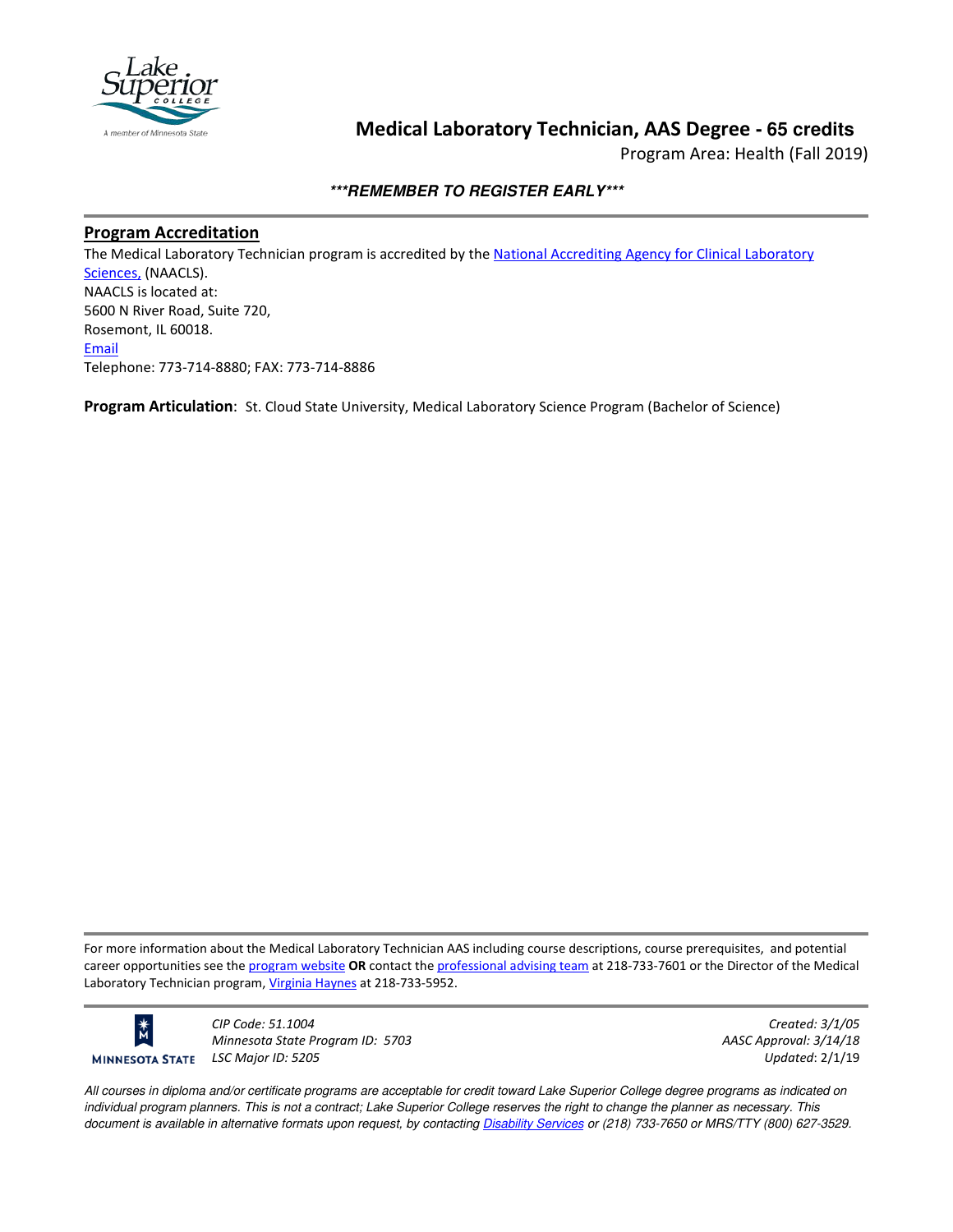# Medical Laboratory Technician, AAS Degree - 65 credits

Program Area: Health (Fall 2019)

***REMEMBER TO REGISTER EARLY***

## Program Accreditation

The Medical Laboratory Technician program is accredited by the National Accrediting Agency for Clinical Laboratory Sciences, (NAACLS).
NAACLS is located at:
5600 N River Road, Suite 720,
Rosemont, IL 60018.
Email
Telephone: 773-714-8880; FAX: 773-714-8886

**Program Articulation**: St. Cloud State University, Medical Laboratory Science Program (Bachelor of Science)

For more information about the Medical Laboratory Technician AAS including course descriptions, course prerequisites, and potential career opportunities see the program website **OR** contact the professional advising team at 218-733-7601 or the Director of the Medical Laboratory Technician program, Virginia Haynes at 218-733-5952.

MINNESOTA STATE

*CIP Code: 51.1004*
*Minnesota State Program ID: 5703*
*LSC Major ID: 5205*

*Created: 3/1/05*
*AASC Approval: 3/14/18*
*Updated*: 2/1/19

*All courses in diploma and/or certificate programs are acceptable for credit toward Lake Superior College degree programs as indicated on individual program planners. This is not a contract; Lake Superior College reserves the right to change the planner as necessary. This document is available in alternative formats upon request, by contacting Disability Services or (218) 733-7650 or MRS/TTY (800) 627-3529.*